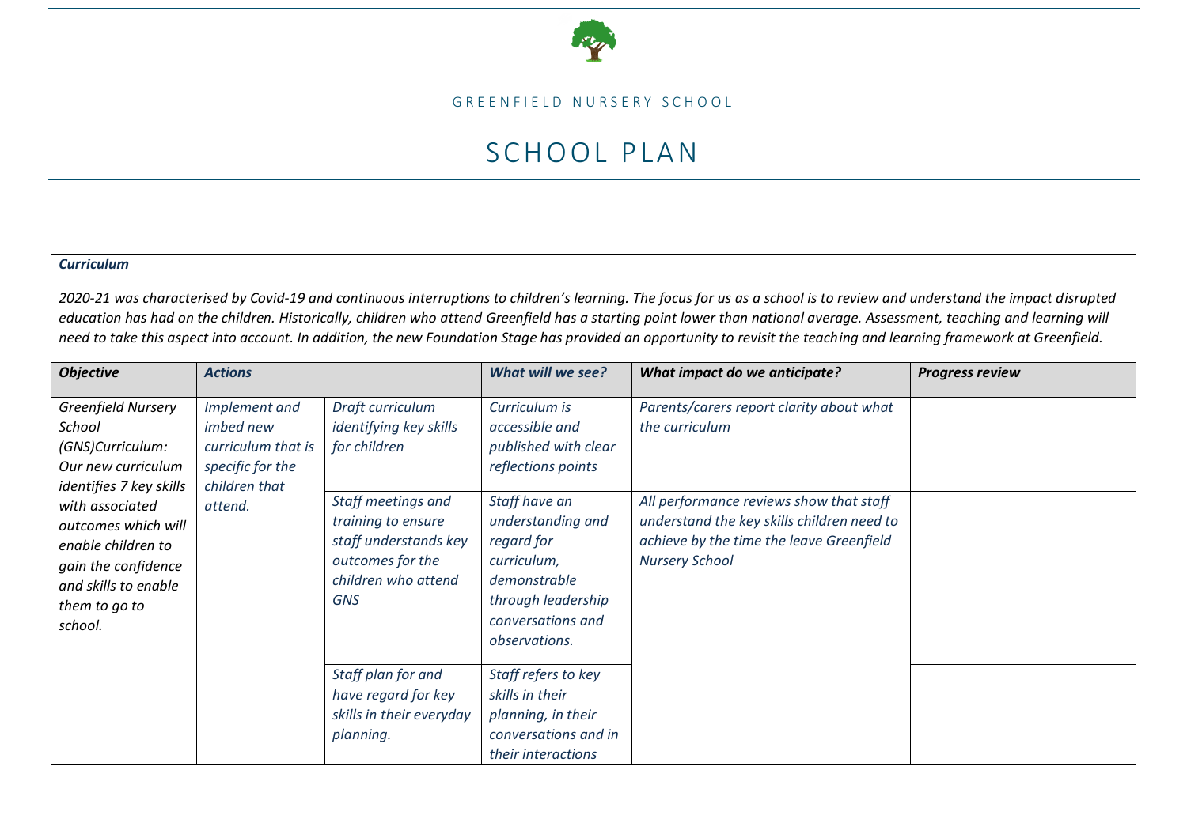GREENFIELD NURSERY SCHOOL

# SCHOOL PLAN

***Curriculum***

*2020-21 was characterised by Covid-19 and continuous interruptions to children's learning. The focus for us as a school is to review and understand the impact disrupted education has had on the children. Historically, children who attend Greenfield has a starting point lower than national average. Assessment, teaching and learning will need to take this aspect into account. In addition, the new Foundation Stage has provided an opportunity to revisit the teaching and learning framework at Greenfield.*

| ***Objective*** | ***Actions*** | | ***What will we see?*** | ***What impact do we anticipate?*** | ***Progress review*** |
|---|---|---|---|---|---|
| *Greenfield Nursery School (GNS)Curriculum: Our new curriculum identifies 7 key skills with associated outcomes which will enable children to gain the confidence and skills to enable them to go to school.* | *Implement and imbed new curriculum that is specific for the children that attend.* | *Draft curriculum identifying key skills for children* | *Curriculum is accessible and published with clear reflections points* | *Parents/carers report clarity about what the curriculum* | |
| | | *Staff meetings and training to ensure staff understands key outcomes for the children who attend GNS* | *Staff have an understanding and regard for curriculum, demonstrable through leadership conversations and observations.* | *All performance reviews show that staff understand the key skills children need to achieve by the time the leave Greenfield Nursery School* | |
| | | *Staff plan for and have regard for key skills in their everyday planning.* | *Staff refers to key skills in their planning, in their conversations and in their interactions* | | |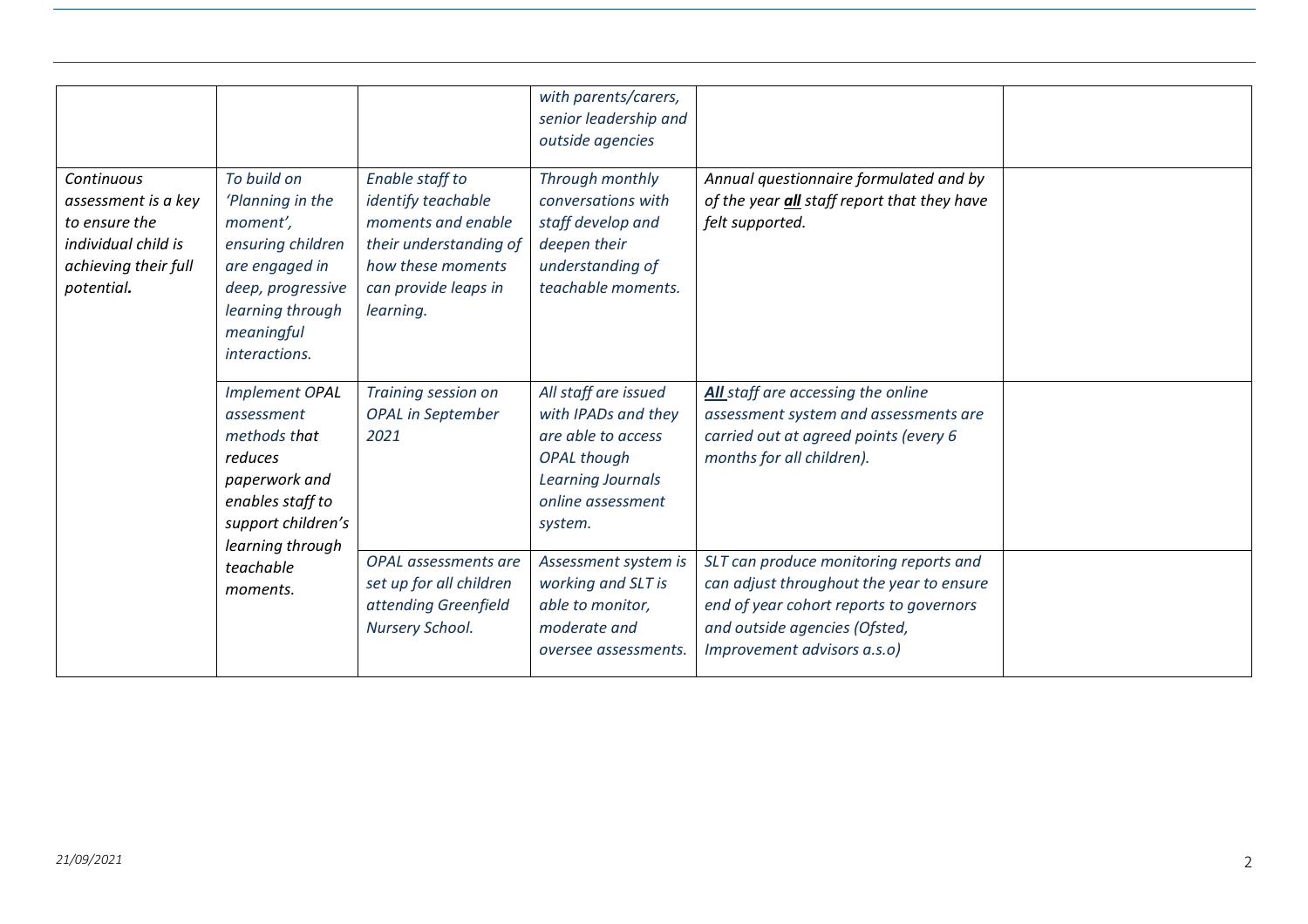| | | | | | |
|---|---|---|---|---|---|
| | | | *with parents/carers, senior leadership and outside agencies* | | |
| *Continuous assessment is a key to ensure the individual child is achieving their full potential.* | *To build on 'Planning in the moment', ensuring children are engaged in deep, progressive learning through meaningful interactions.* | *Enable staff to identify teachable moments and enable their understanding of how these moments can provide leaps in learning.* | *Through monthly conversations with staff develop and deepen their understanding of teachable moments.* | *Annual questionnaire formulated and by of the year **all** staff report that they have felt supported.* | |
| | *Implement OPAL assessment methods that reduces paperwork and enables staff to support children's learning through teachable moments.* | *Training session on OPAL in September 2021* | *All staff are issued with IPADs and they are able to access OPAL though Learning Journals online assessment system.* | ***All** staff are accessing the online assessment system and assessments are carried out at agreed points (every 6 months for all children).* | |
| | | *OPAL assessments are set up for all children attending Greenfield Nursery School.* | *Assessment system is working and SLT is able to monitor, moderate and oversee assessments.* | *SLT can produce monitoring reports and can adjust throughout the year to ensure end of year cohort reports to governors and outside agencies (Ofsted, Improvement advisors a.s.o)* | |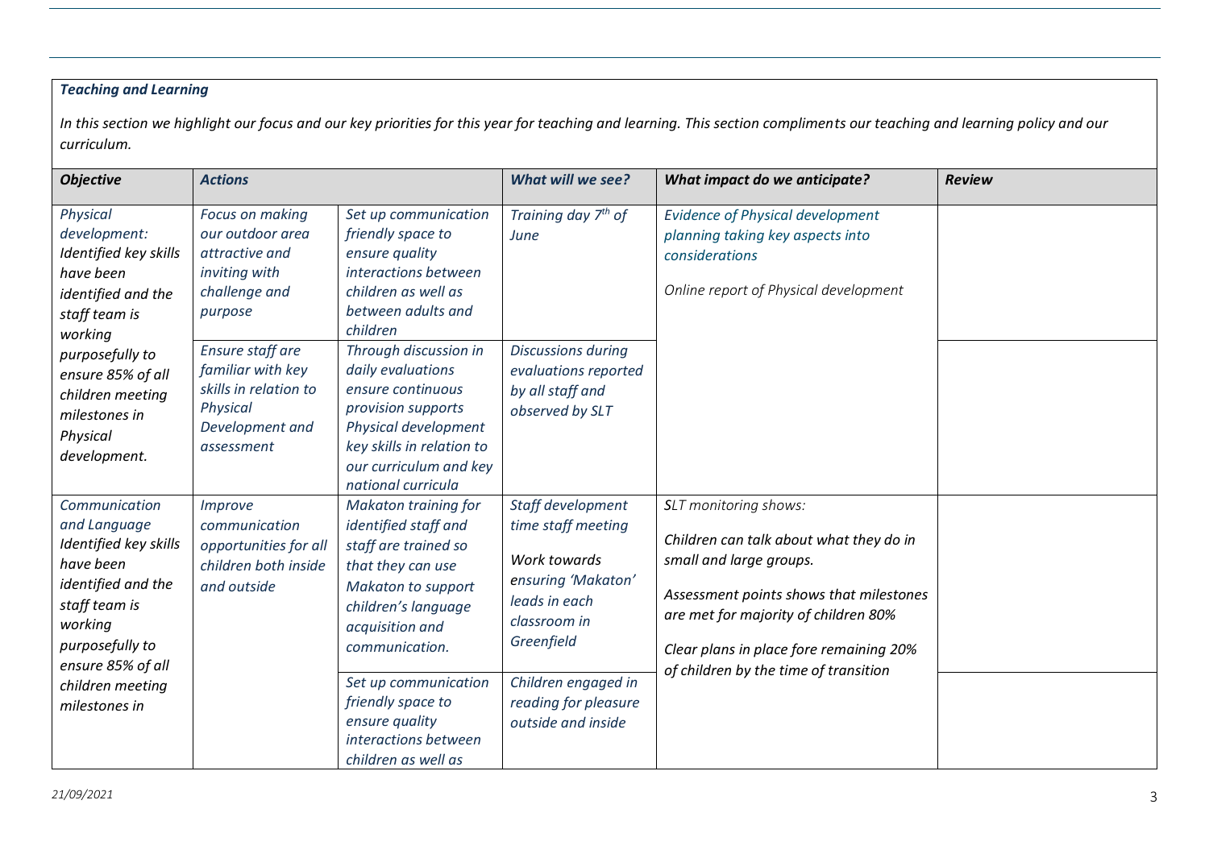***Teaching and Learning***

*In this section we highlight our focus and our key priorities for this year for teaching and learning. This section compliments our teaching and learning policy and our curriculum.*

| ***Objective*** | ***Actions*** | | ***What will we see?*** | ***What impact do we anticipate?*** | ***Review*** |
|---|---|---|---|---|---|
| *Physical development: Identified key skills have been identified and the staff team is working purposefully to ensure 85% of all children meeting milestones in Physical development.* | *Focus on making our outdoor area attractive and inviting with challenge and purpose* | *Set up communication friendly space to ensure quality interactions between children as well as between adults and children* | *Training day 7th of June* | *Evidence of Physical development planning taking key aspects into considerations*<br><br>*Online report of Physical development* | |
| | *Ensure staff are familiar with key skills in relation to Physical Development and assessment* | *Through discussion in daily evaluations ensure continuous provision supports Physical development key skills in relation to our curriculum and key national curricula* | *Discussions during evaluations reported by all staff and observed by SLT* | | |
| *Communication and Language Identified key skills have been identified and the staff team is working purposefully to ensure 85% of all children meeting milestones in* | *Improve communication opportunities for all children both inside and outside* | *Makaton training for identified staff and staff are trained so that they can use Makaton to support children's language acquisition and communication.* | *Staff development time staff meeting*<br><br>*Work towards ensuring 'Makaton' leads in each classroom in Greenfield* | *SLT monitoring shows:*<br><br>*Children can talk about what they do in small and large groups.*<br><br>*Assessment points shows that milestones are met for majority of children 80%*<br><br>*Clear plans in place fore remaining 20% of children by the time of transition* | |
| | | *Set up communication friendly space to ensure quality interactions between children as well as* | *Children engaged in reading for pleasure outside and inside* | | |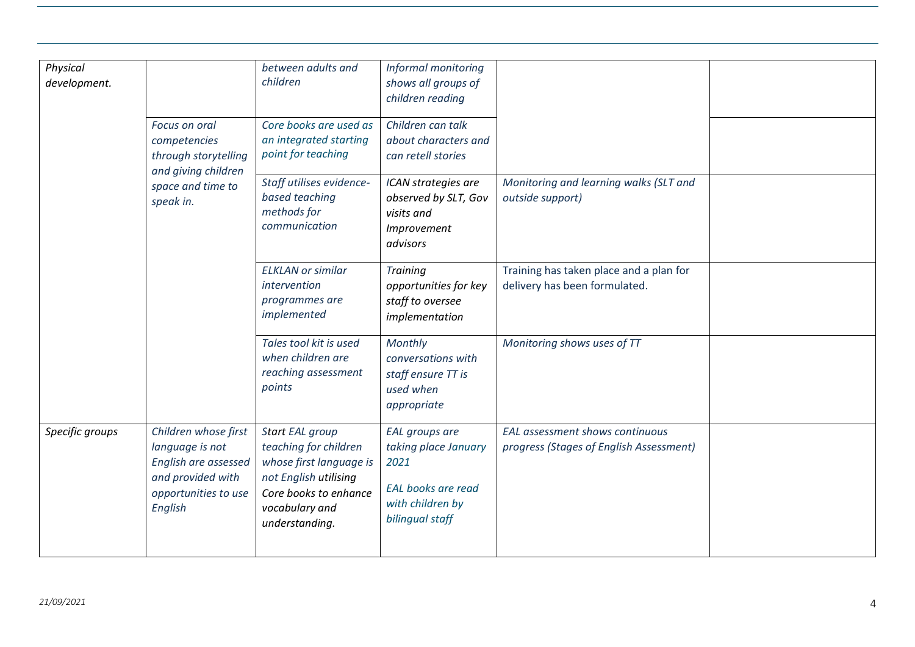| Physical development. | | between adults and children | Informal monitoring shows all groups of children reading | | |
|---|---|---|---|---|---|
| | Focus on oral competencies through storytelling and giving children space and time to speak in. | Core books are used as an integrated starting point for teaching | Children can talk about characters and can retell stories | | |
| | | Staff utilises evidence-based teaching methods for communication | ICAN strategies are observed by SLT, Gov visits and Improvement advisors | Monitoring and learning walks (SLT and outside support) | |
| | | ELKLAN or similar intervention programmes are implemented | Training opportunities for key staff to oversee implementation | Training has taken place and a plan for delivery has been formulated. | |
| | | Tales tool kit is used when children are reaching assessment points | Monthly conversations with staff ensure TT is used when appropriate | Monitoring shows uses of TT | |
| Specific groups | Children whose first language is not English are assessed and provided with opportunities to use English | Start EAL group teaching for children whose first language is not English utilising Core books to enhance vocabulary and understanding. | EAL groups are taking place January 2021<br><br>EAL books are read with children by bilingual staff | EAL assessment shows continuous progress (Stages of English Assessment) | |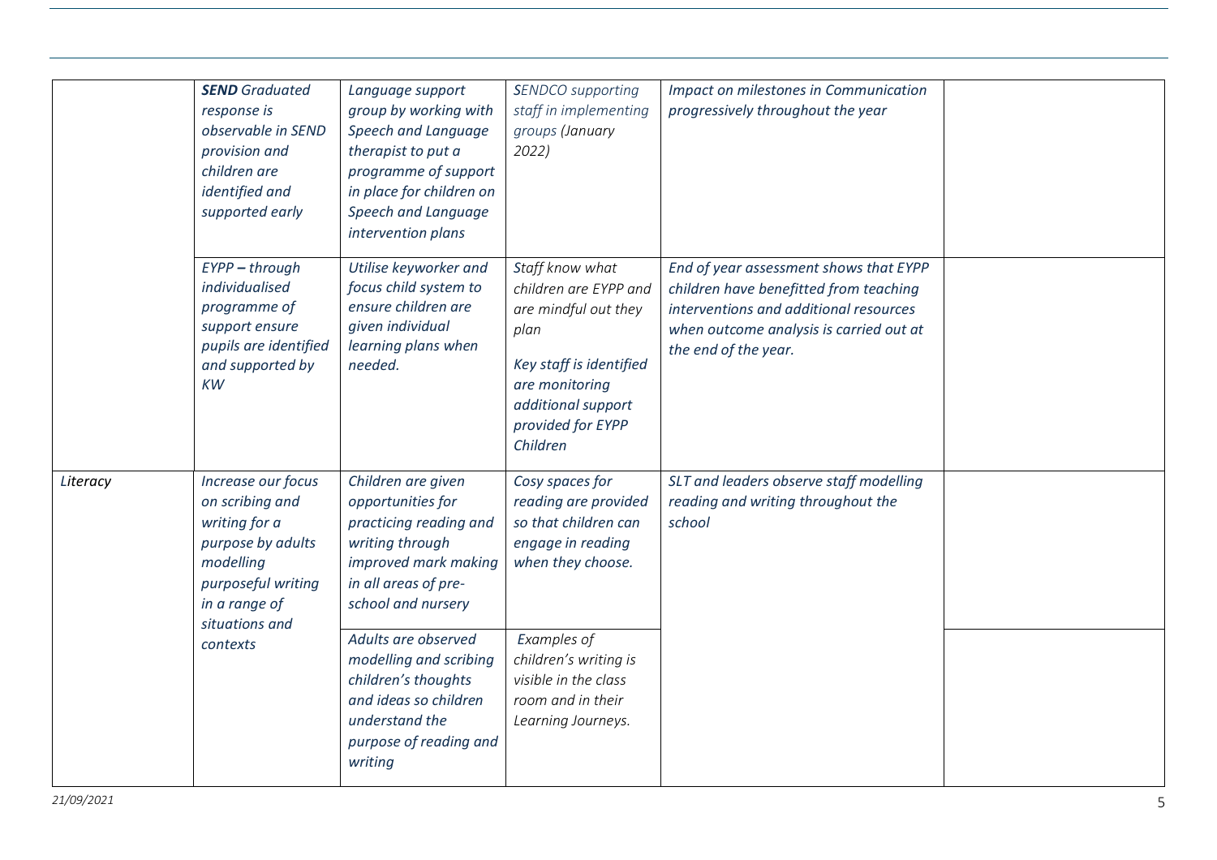| | | | | | |
|---|---|---|---|---|---|
| | ***SEND** Graduated response is observable in SEND provision and children are identified and supported early* | *Language support group by working with Speech and Language therapist to put a programme of support in place for children on Speech and Language intervention plans* | *SENDCO supporting staff in implementing groups (January 2022)* | *Impact on milestones in Communication progressively throughout the year* | |
| | ***EYPP** – through individualised programme of support ensure pupils are identified and supported by KW* | *Utilise keyworker and focus child system to ensure children are given individual learning plans when needed.* | *Staff know what children are EYPP and are mindful out they plan*<br><br>*Key staff is identified are monitoring additional support provided for EYPP Children* | *End of year assessment shows that EYPP children have benefitted from teaching interventions and additional resources when outcome analysis is carried out at the end of the year.* | |
| *Literacy* | *Increase our focus on scribing and writing for a purpose by adults modelling purposeful writing in a range of situations and contexts* | *Children are given opportunities for practicing reading and writing through improved mark making in all areas of pre-school and nursery* | *Cosy spaces for reading are provided so that children can engage in reading when they choose.* | *SLT and leaders observe staff modelling reading and writing throughout the school* | |
| | | *Adults are observed modelling and scribing children's thoughts and ideas so children understand the purpose of reading and writing* | *Examples of children's writing is visible in the class room and in their Learning Journeys.* | | |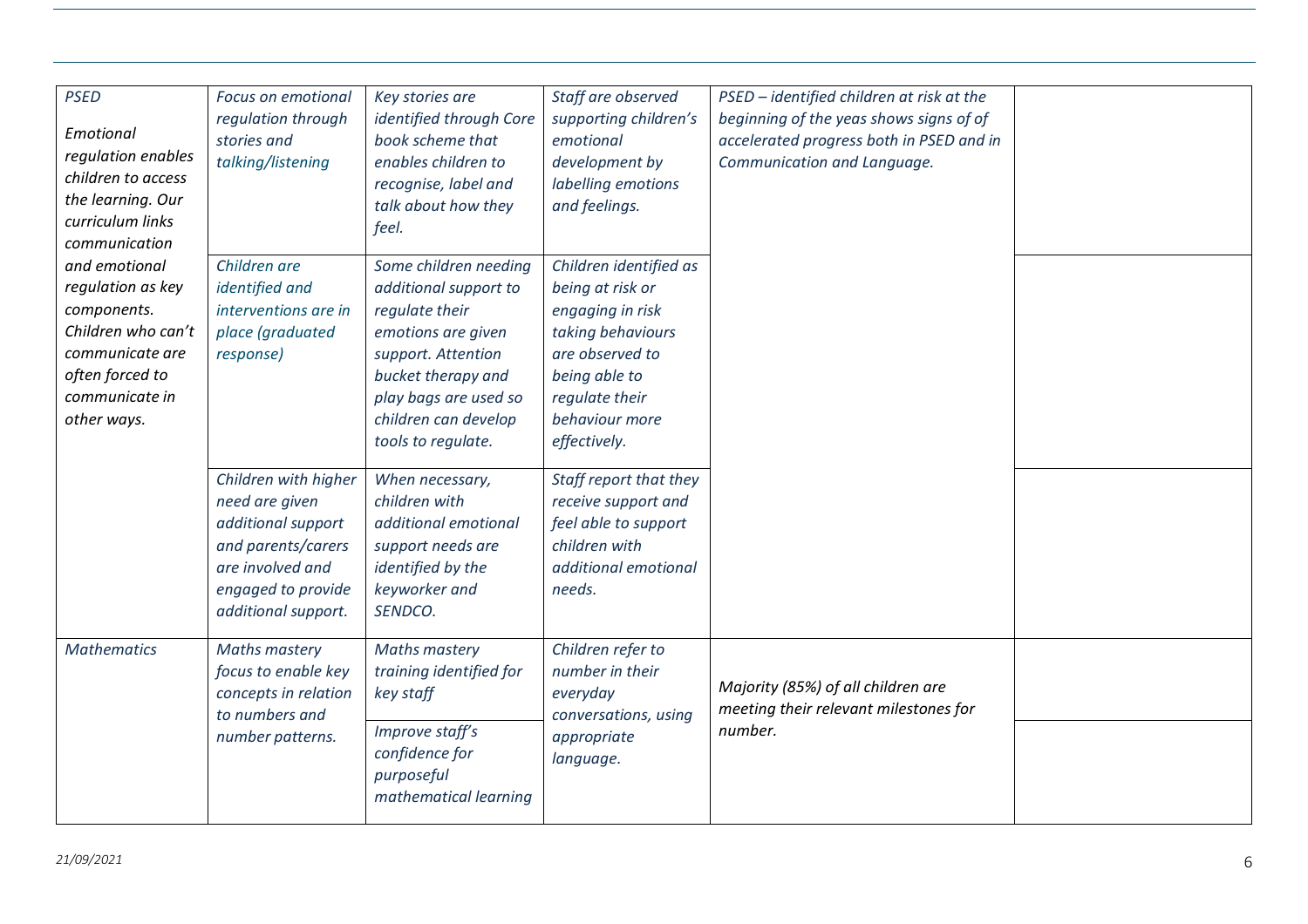| | | | | | |
|---|---|---|---|---|---|
| *PSED*<br><br>*Emotional regulation enables children to access the learning. Our curriculum links communication and emotional regulation as key components. Children who can't communicate are often forced to communicate in other ways.* | *Focus on emotional regulation through stories and talking/listening* | *Key stories are identified through Core book scheme that enables children to recognise, label and talk about how they feel.* | *Staff are observed supporting children's emotional development by labelling emotions and feelings.* | *PSED – identified children at risk at the beginning of the yeas shows signs of of accelerated progress both in PSED and in Communication and Language.* | |
| | *Children are identified and interventions are in place (graduated response)* | *Some children needing additional support to regulate their emotions are given support. Attention bucket therapy and play bags are used so children can develop tools to regulate.* | *Children identified as being at risk or engaging in risk taking behaviours are observed to being able to regulate their behaviour more effectively.* | | |
| | *Children with higher need are given additional support and parents/carers are involved and engaged to provide additional support.* | *When necessary, children with additional emotional support needs are identified by the keyworker and SENDCO.* | *Staff report that they receive support and feel able to support children with additional emotional needs.* | | |
| *Mathematics* | *Maths mastery focus to enable key concepts in relation to numbers and number patterns.* | *Maths mastery training identified for key staff* | *Children refer to number in their everyday conversations, using appropriate language.* | *Majority (85%) of all children are meeting their relevant milestones for number.* | |
| | | *Improve staff's confidence for purposeful mathematical learning* | | | |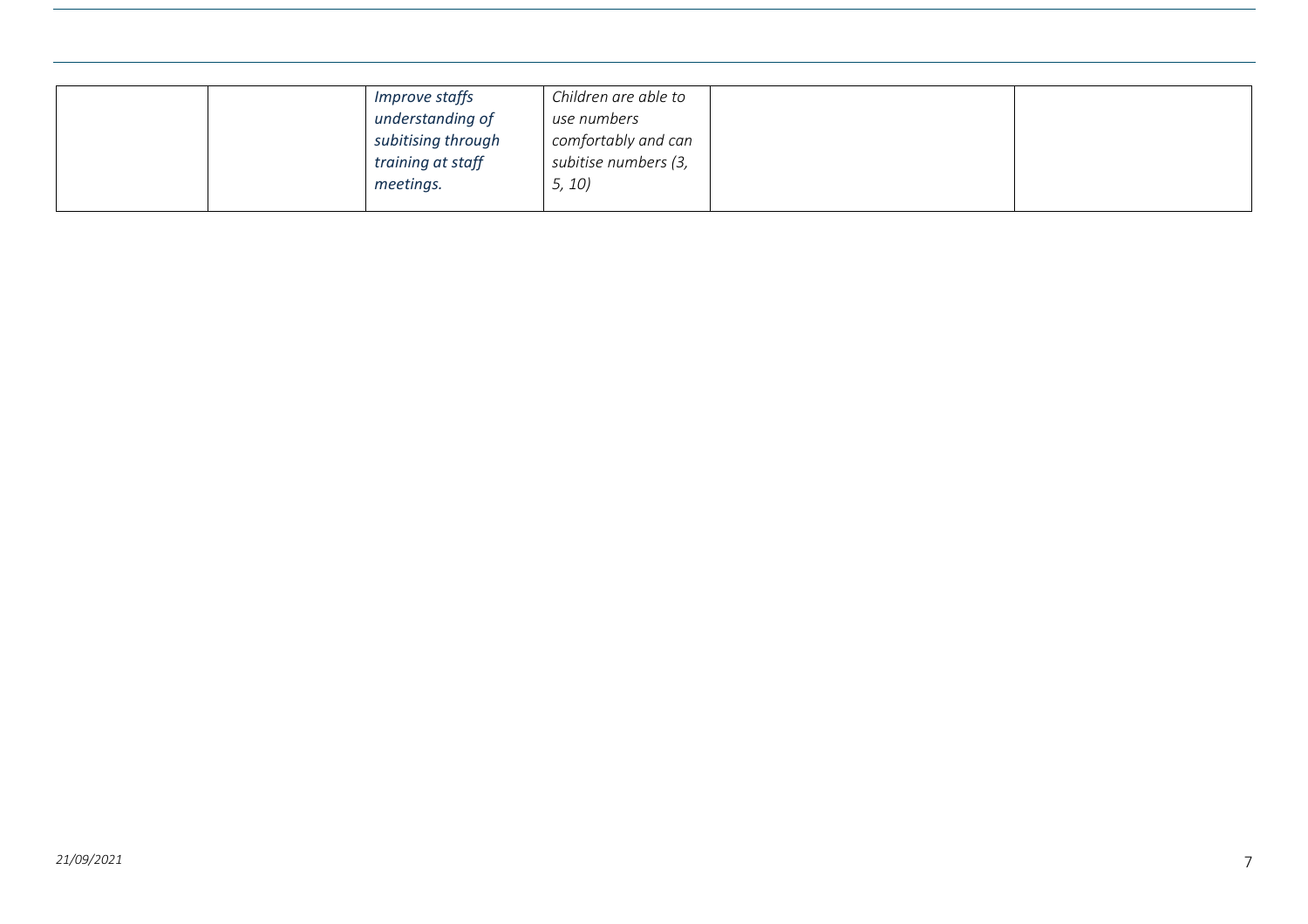|  |  |  |  |  |  |
|---|---|---|---|---|---|
|  |  | *Improve staffs understanding of subitising through training at staff meetings.* | *Children are able to use numbers comfortably and can subitise numbers (3, 5, 10)* |  |  |

*21/09/2021*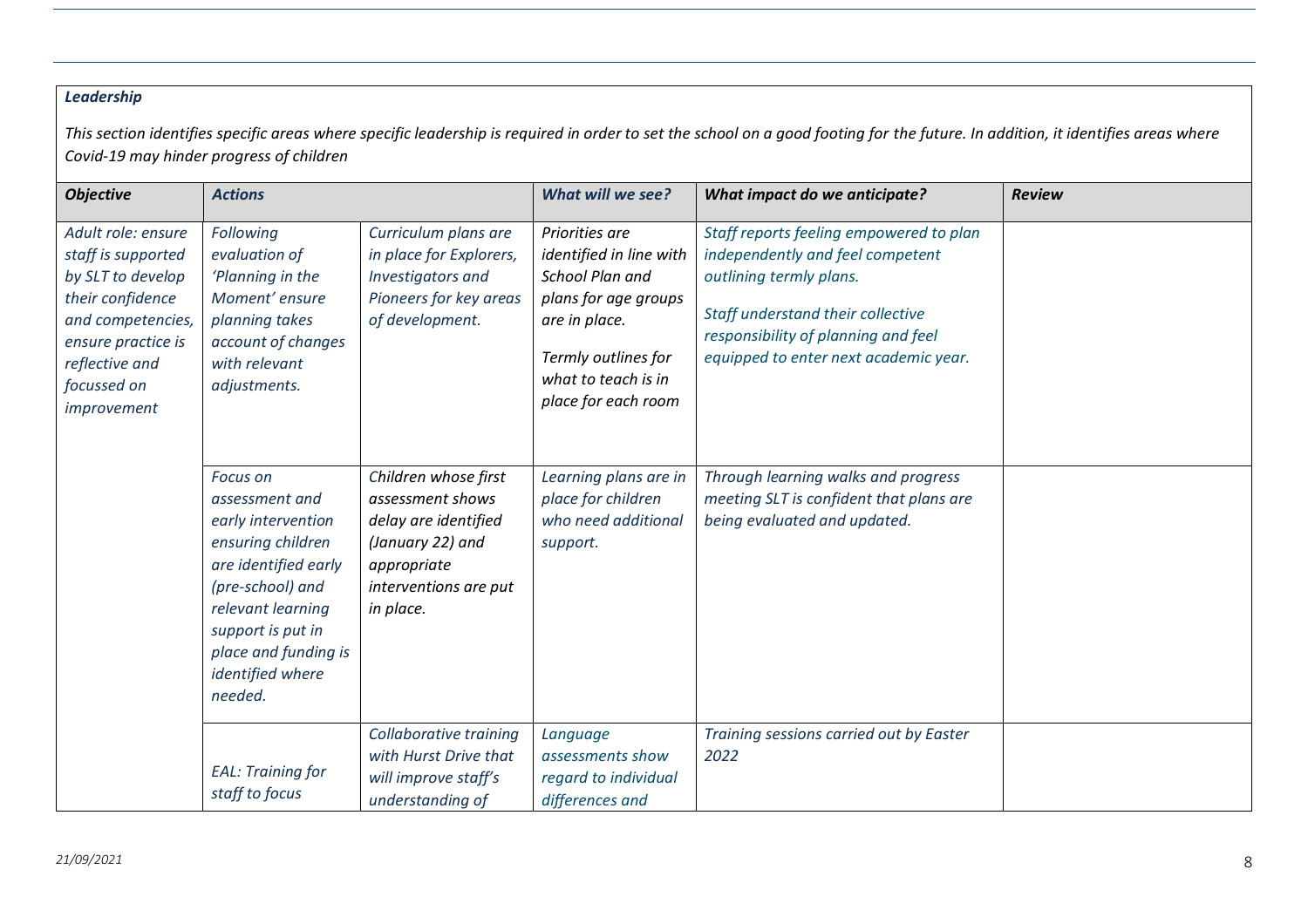***Leadership***

*This section identifies specific areas where specific leadership is required in order to set the school on a good footing for the future. In addition, it identifies areas where Covid-19 may hinder progress of children*

| ***Objective*** | ***Actions*** | | ***What will we see?*** | ***What impact do we anticipate?*** | ***Review*** |
|---|---|---|---|---|---|
| *Adult role: ensure staff is supported by SLT to develop their confidence and competencies, ensure practice is reflective and focussed on improvement* | *Following evaluation of 'Planning in the Moment' ensure planning takes account of changes with relevant adjustments.* | *Curriculum plans are in place for Explorers, Investigators and Pioneers for key areas of development.* | *Priorities are identified in line with School Plan and plans for age groups are in place.* <br><br> *Termly outlines for what to teach is in place for each room* | *Staff reports feeling empowered to plan independently and feel competent outlining termly plans.* <br><br> *Staff understand their collective responsibility of planning and feel equipped to enter next academic year.* | |
| | *Focus on assessment and early intervention ensuring children are identified early (pre-school) and relevant learning support is put in place and funding is identified where needed.* | *Children whose first assessment shows delay are identified (January 22) and appropriate interventions are put in place.* | *Learning plans are in place for children who need additional support.* | *Through learning walks and progress meeting SLT is confident that plans are being evaluated and updated.* | |
| | *EAL: Training for staff to focus* | *Collaborative training with Hurst Drive that will improve staff's understanding of* | *Language assessments show regard to individual differences and* | *Training sessions carried out by Easter 2022* | |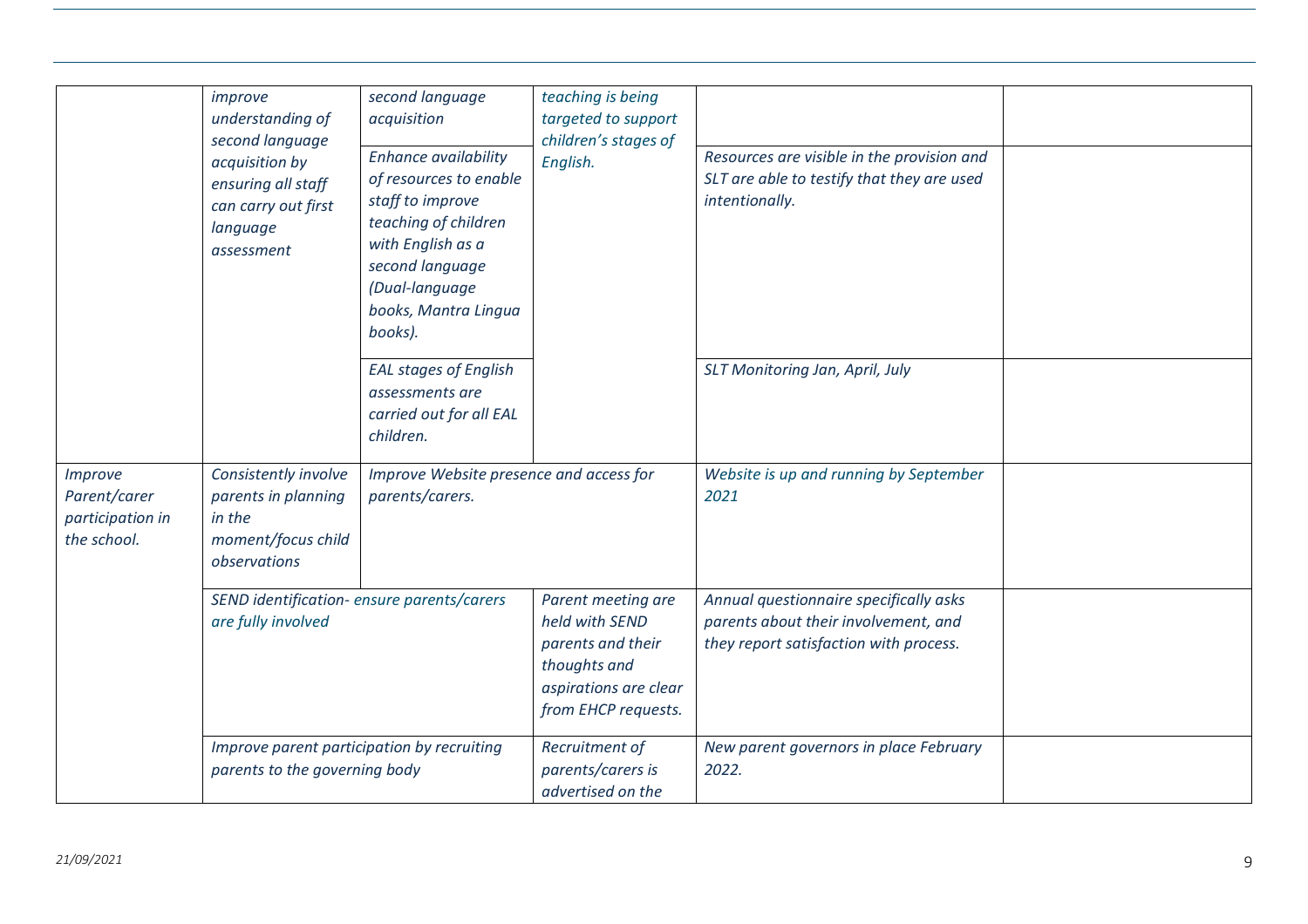| | | | | | |
|---|---|---|---|---|---|
| | *improve understanding of second language acquisition by ensuring all staff can carry out first language assessment* | *second language acquisition* | *teaching is being targeted to support children's stages of English.* | | |
| | | *Enhance availability of resources to enable staff to improve teaching of children with English as a second language (Dual-language books, Mantra Lingua books).* | | *Resources are visible in the provision and SLT are able to testify that they are used intentionally.* | |
| | | *EAL stages of English assessments are carried out for all EAL children.* | | *SLT Monitoring Jan, April, July* | |
| *Improve Parent/carer participation in the school.* | *Consistently involve parents in planning in the moment/focus child observations* | *Improve Website presence and access for parents/carers.* | | *Website is up and running by September 2021* | |
| | *SEND identification- ensure parents/carers are fully involved* | | *Parent meeting are held with SEND parents and their thoughts and aspirations are clear from EHCP requests.* | *Annual questionnaire specifically asks parents about their involvement, and they report satisfaction with process.* | |
| | *Improve parent participation by recruiting parents to the governing body* | | *Recruitment of parents/carers is advertised on the* | *New parent governors in place February 2022.* | |

*21/09/2021*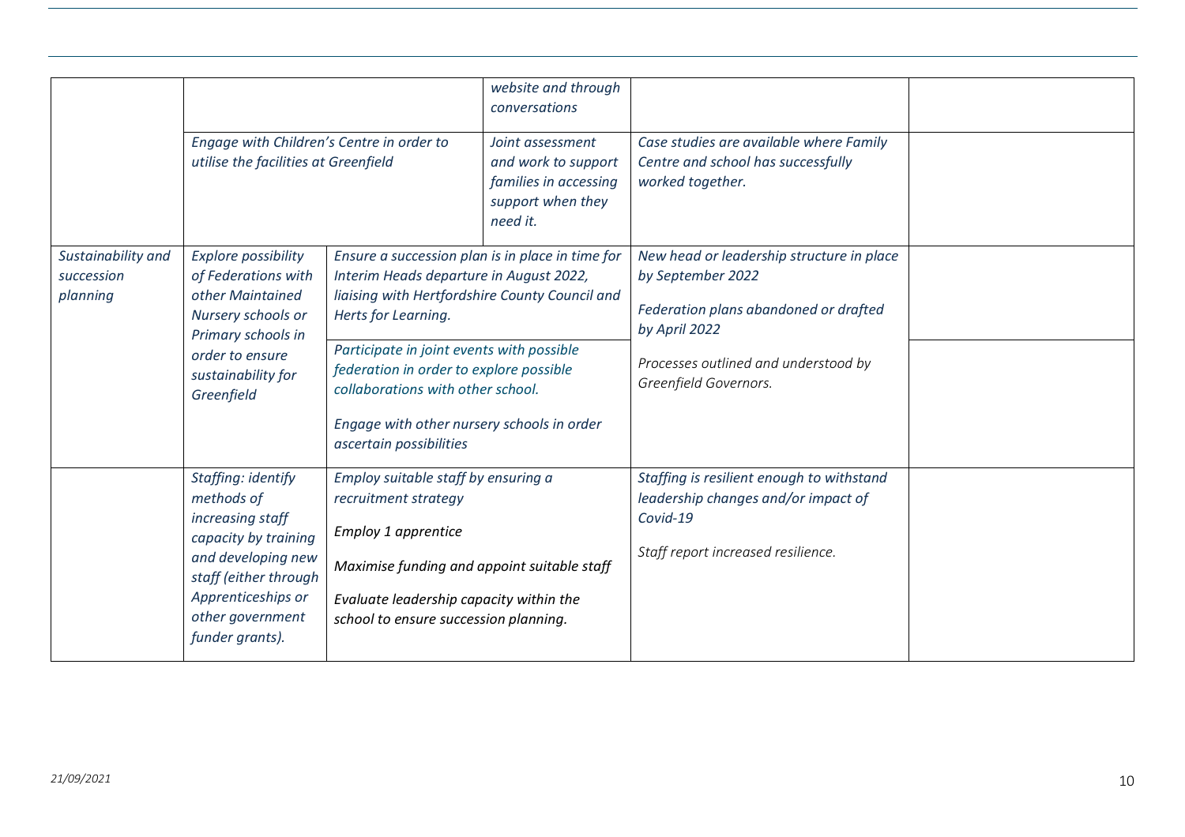| | | | | | |
|---|---|---|---|---|---|
| | | | *website and through conversations* | | |
| | *Engage with Children's Centre in order to utilise the facilities at Greenfield* | | *Joint assessment and work to support families in accessing support when they need it.* | *Case studies are available where Family Centre and school has successfully worked together.* | |
| *Sustainability and succession planning* | *Explore possibility of Federations with other Maintained Nursery schools or Primary schools in order to ensure sustainability for Greenfield* | *Ensure a succession plan is in place in time for Interim Heads departure in August 2022, liaising with Hertfordshire County Council and Herts for Learning.* | | *New head or leadership structure in place by September 2022*<br><br>*Federation plans abandoned or drafted by April 2022* | |
| | | *Participate in joint events with possible federation in order to explore possible collaborations with other school.*<br><br>*Engage with other nursery schools in order ascertain possibilities* | | *Processes outlined and understood by Greenfield Governors.* | |
| | *Staffing: identify methods of increasing staff capacity by training and developing new staff (either through Apprenticeships or other government funder grants).* | *Employ suitable staff by ensuring a recruitment strategy*<br><br>*Employ 1 apprentice*<br><br>*Maximise funding and appoint suitable staff*<br><br>*Evaluate leadership capacity within the school to ensure succession planning.* | | *Staffing is resilient enough to withstand leadership changes and/or impact of Covid-19*<br><br>*Staff report increased resilience.* | |

*21/09/2021*